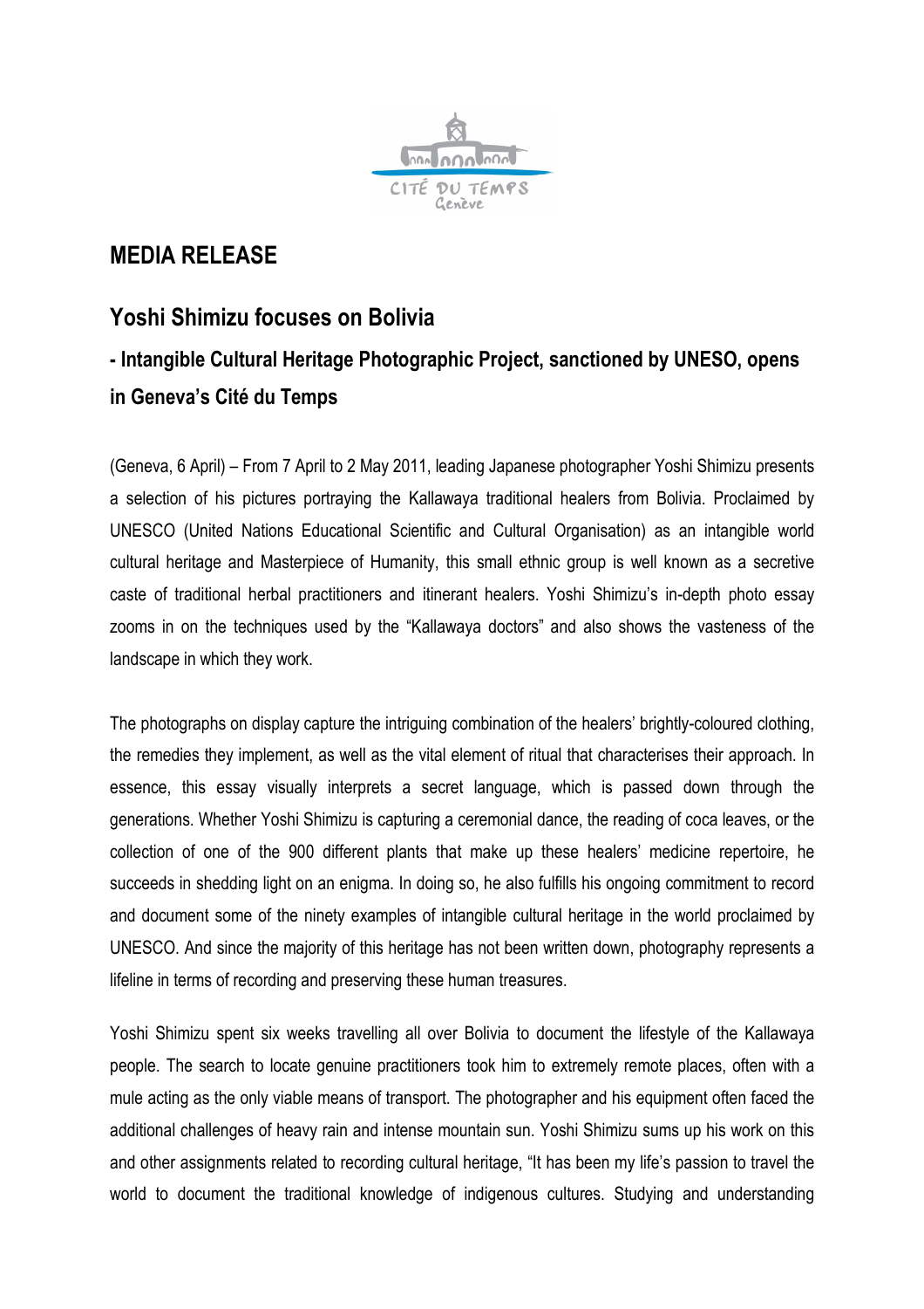# MEDIA RELEASE

## Yoshi Shimizu focuses on Bolivia

### - Intangible Cultural Heritage Photographic Project, sanctioned by UNESO, opens in Geneva's Cité du Temps

(Geneva, 6 April) – From 7 April to 2 May 2011, leading Japanese photographer Yoshi Shimizu presents a selection of his pictures portraying the Kallawaya traditional healers from Bolivia. Proclaimed by UNESCO (United Nations Educational Scientific and Cultural Organisation) as an intangible world cultural heritage and Masterpiece of Humanity, this small ethnic group is well known as a secretive caste of traditional herbal practitioners and itinerant healers. Yoshi Shimizu's in-depth photo essay zooms in on the techniques used by the "Kallawaya doctors" and also shows the vasteness of the landscape in which they work.

The photographs on display capture the intriguing combination of the healers' brightly-coloured clothing, the remedies they implement, as well as the vital element of ritual that characterises their approach. In essence, this essay visually interprets a secret language, which is passed down through the generations. Whether Yoshi Shimizu is capturing a ceremonial dance, the reading of coca leaves, or the collection of one of the 900 different plants that make up these healers' medicine repertoire, he succeeds in shedding light on an enigma. In doing so, he also fulfills his ongoing commitment to record and document some of the ninety examples of intangible cultural heritage in the world proclaimed by UNESCO. And since the majority of this heritage has not been written down, photography represents a lifeline in terms of recording and preserving these human treasures.

Yoshi Shimizu spent six weeks travelling all over Bolivia to document the lifestyle of the Kallawaya people. The search to locate genuine practitioners took him to extremely remote places, often with a mule acting as the only viable means of transport. The photographer and his equipment often faced the additional challenges of heavy rain and intense mountain sun. Yoshi Shimizu sums up his work on this and other assignments related to recording cultural heritage, "It has been my life's passion to travel the world to document the traditional knowledge of indigenous cultures. Studying and understanding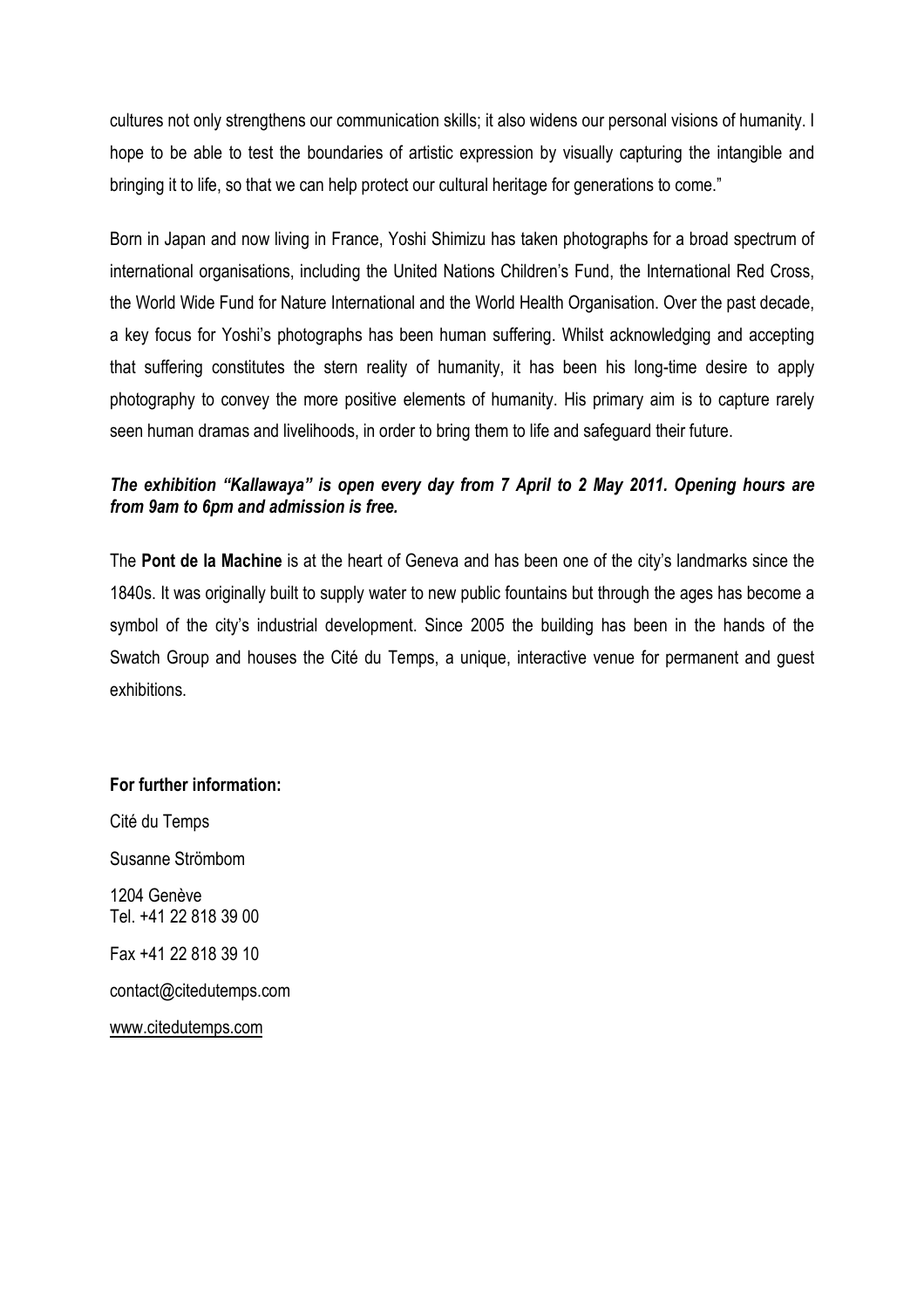cultures not only strengthens our communication skills; it also widens our personal visions of humanity. I hope to be able to test the boundaries of artistic expression by visually capturing the intangible and bringing it to life, so that we can help protect our cultural heritage for generations to come."

Born in Japan and now living in France, Yoshi Shimizu has taken photographs for a broad spectrum of international organisations, including the United Nations Children's Fund, the International Red Cross, the World Wide Fund for Nature International and the World Health Organisation. Over the past decade, a key focus for Yoshi's photographs has been human suffering. Whilst acknowledging and accepting that suffering constitutes the stern reality of humanity, it has been his long-time desire to apply photography to convey the more positive elements of humanity. His primary aim is to capture rarely seen human dramas and livelihoods, in order to bring them to life and safeguard their future.

***The exhibition "Kallawaya" is open every day from 7 April to 2 May 2011. Opening hours are from 9am to 6pm and admission is free.***

The **Pont de la Machine** is at the heart of Geneva and has been one of the city's landmarks since the 1840s. It was originally built to supply water to new public fountains but through the ages has become a symbol of the city's industrial development. Since 2005 the building has been in the hands of the Swatch Group and houses the Cité du Temps, a unique, interactive venue for permanent and guest exhibitions.

**For further information:**

Cité du Temps

Susanne Strömbom

1204 Genève
Tel. +41 22 818 39 00

Fax +41 22 818 39 10

contact@citedutemps.com

www.citedutemps.com